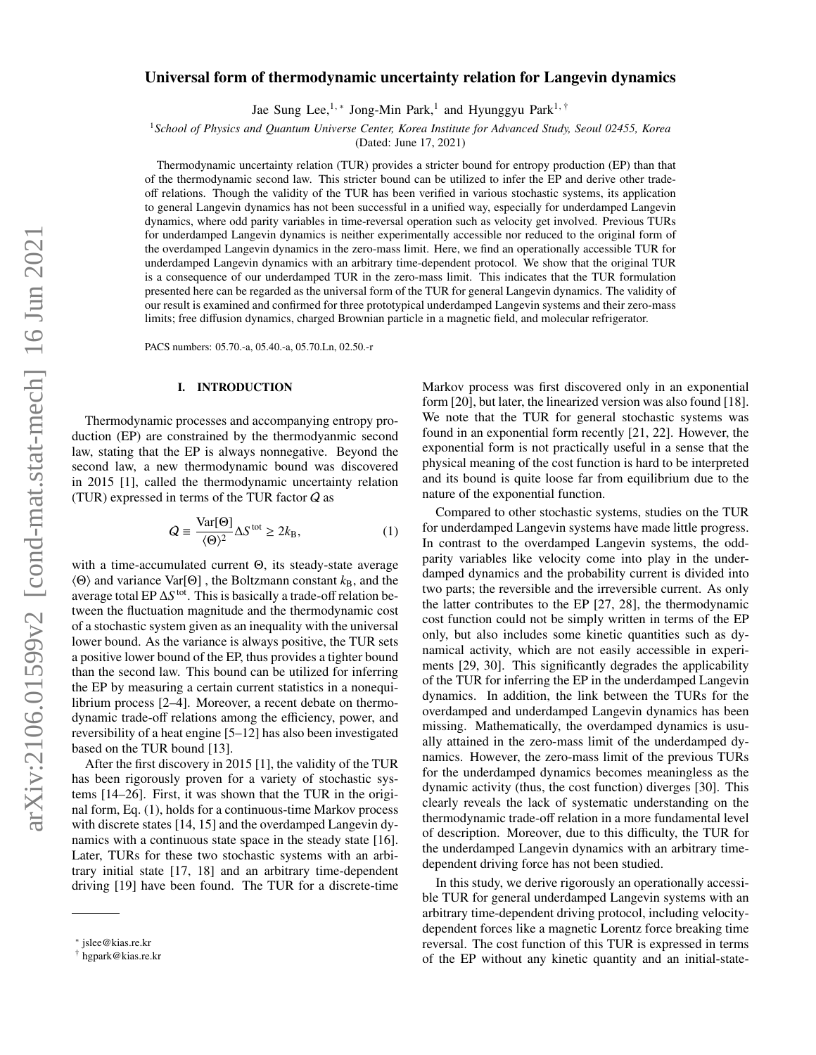# Universal form of thermodynamic uncertainty relation for Langevin dynamics

Jae Sung Lee,[1,*] Jong-Min Park,[1] and Hyunggyu Park[1,†]

[1]*School of Physics and Quantum Universe Center, Korea Institute for Advanced Study, Seoul 02455, Korea*

(Dated: June 17, 2021)

Thermodynamic uncertainty relation (TUR) provides a stricter bound for entropy production (EP) than that of the thermodynamic second law. This stricter bound can be utilized to infer the EP and derive other trade-off relations. Though the validity of the TUR has been verified in various stochastic systems, its application to general Langevin dynamics has not been successful in a unified way, especially for underdamped Langevin dynamics, where odd parity variables in time-reversal operation such as velocity get involved. Previous TURs for underdamped Langevin dynamics is neither experimentally accessible nor reduced to the original form of the overdamped Langevin dynamics in the zero-mass limit. Here, we find an operationally accessible TUR for underdamped Langevin dynamics with an arbitrary time-dependent protocol. We show that the original TUR is a consequence of our underdamped TUR in the zero-mass limit. This indicates that the TUR formulation presented here can be regarded as the universal form of the TUR for general Langevin dynamics. The validity of our result is examined and confirmed for three prototypical underdamped Langevin systems and their zero-mass limits; free diffusion dynamics, charged Brownian particle in a magnetic field, and molecular refrigerator.

PACS numbers: 05.70.-a, 05.40.-a, 05.70.Ln, 02.50.-r

## I. INTRODUCTION

Thermodynamic processes and accompanying entropy production (EP) are constrained by the thermodynamic second law, stating that the EP is always nonnegative. Beyond the second law, a new thermodynamic bound was discovered in 2015 [1], called the thermodynamic uncertainty relation (TUR) expressed in terms of the TUR factor $Q$ as

$$Q \equiv \frac{\mathrm{Var}[\Theta]}{\langle\Theta\rangle^2}\Delta S^{\mathrm{tot}} \geq 2k_{\mathrm{B}}, \tag{1}$$

with a time-accumulated current $\Theta$, its steady-state average $\langle\Theta\rangle$ and variance $\mathrm{Var}[\Theta]$ , the Boltzmann constant $k_{\mathrm{B}}$, and the average total EP $\Delta S^{\mathrm{tot}}$. This is basically a trade-off relation between the fluctuation magnitude and the thermodynamic cost of a stochastic system given as an inequality with the universal lower bound. As the variance is always positive, the TUR sets a positive lower bound of the EP, thus provides a tighter bound than the second law. This bound can be utilized for inferring the EP by measuring a certain current statistics in a nonequilibrium process [2–4]. Moreover, a recent debate on thermodynamic trade-off relations among the efficiency, power, and reversibility of a heat engine [5–12] has also been investigated based on the TUR bound [13].

After the first discovery in 2015 [1], the validity of the TUR has been rigorously proven for a variety of stochastic systems [14–26]. First, it was shown that the TUR in the original form, Eq. (1), holds for a continuous-time Markov process with discrete states [14, 15] and the overdamped Langevin dynamics with a continuous state space in the steady state [16]. Later, TURs for these two stochastic systems with an arbitrary initial state [17, 18] and an arbitrary time-dependent driving [19] have been found. The TUR for a discrete-time Markov process was first discovered only in an exponential form [20], but later, the linearized version was also found [18]. We note that the TUR for general stochastic systems was found in an exponential form recently [21, 22]. However, the exponential form is not practically useful in a sense that the physical meaning of the cost function is hard to be interpreted and its bound is quite loose far from equilibrium due to the nature of the exponential function.

Compared to other stochastic systems, studies on the TUR for underdamped Langevin systems have made little progress. In contrast to the overdamped Langevin systems, the odd-parity variables like velocity come into play in the underdamped dynamics and the probability current is divided into two parts; the reversible and the irreversible current. As only the latter contributes to the EP [27, 28], the thermodynamic cost function could not be simply written in terms of the EP only, but also includes some kinetic quantities such as dynamical activity, which are not easily accessible in experiments [29, 30]. This significantly degrades the applicability of the TUR for inferring the EP in the underdamped Langevin dynamics. In addition, the link between the TURs for the overdamped and underdamped Langevin dynamics has been missing. Mathematically, the overdamped dynamics is usually attained in the zero-mass limit of the underdamped dynamics. However, the zero-mass limit of the previous TURs for the underdamped dynamics becomes meaningless as the dynamic activity (thus, the cost function) diverges [30]. This clearly reveals the lack of systematic understanding on the thermodynamic trade-off relation in a more fundamental level of description. Moreover, due to this difficulty, the TUR for the underdamped Langevin dynamics with an arbitrary time-dependent driving force has not been studied.

In this study, we derive rigorously an operationally accessible TUR for general underdamped Langevin systems with an arbitrary time-dependent driving protocol, including velocity-dependent forces like a magnetic Lorentz force breaking time reversal. The cost function of this TUR is expressed in terms of the EP without any kinetic quantity and an initial-state-

* jslee@kias.re.kr
† hgpark@kias.re.kr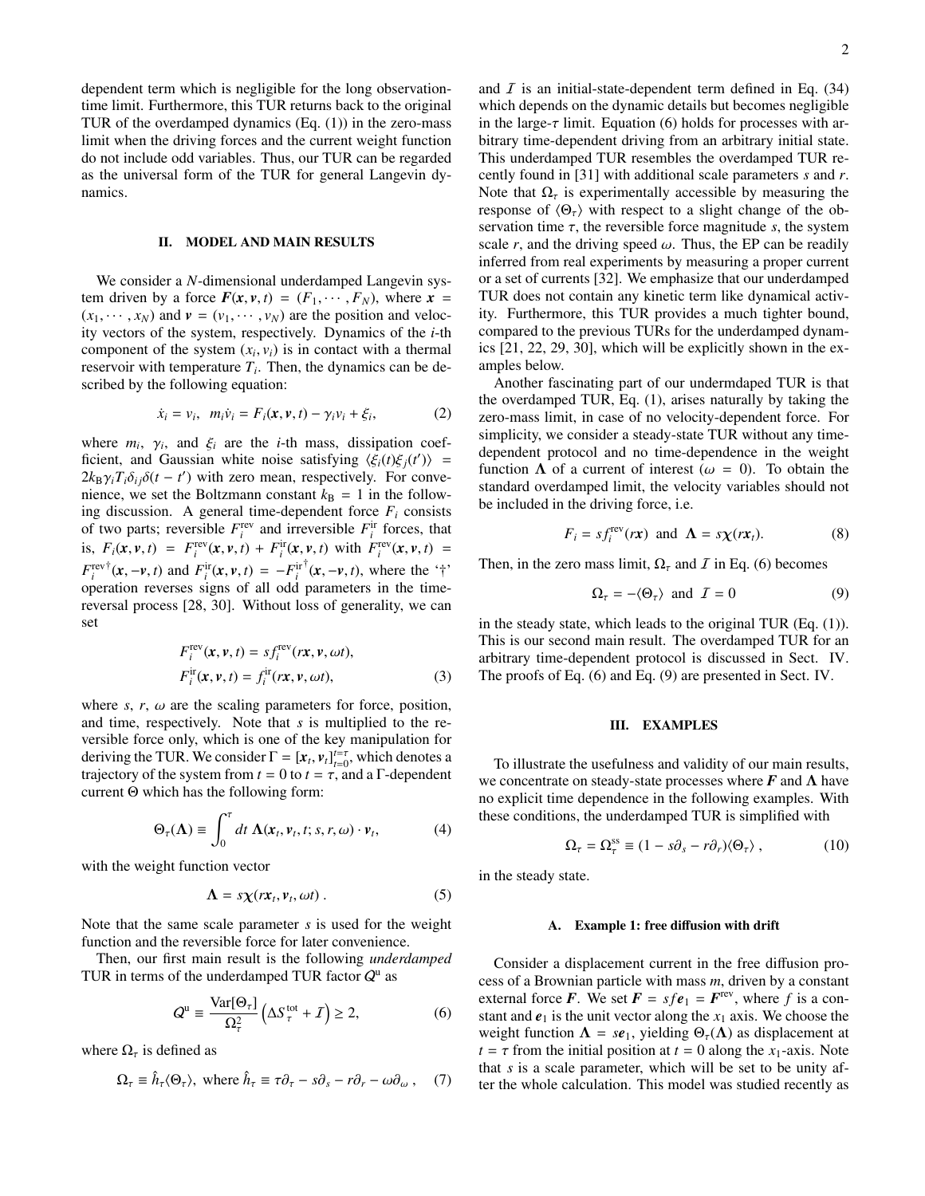dependent term which is negligible for the long observation-time limit. Furthermore, this TUR returns back to the original TUR of the overdamped dynamics (Eq. (1)) in the zero-mass limit when the driving forces and the current weight function do not include odd variables. Thus, our TUR can be regarded as the universal form of the TUR for general Langevin dynamics.

## II. MODEL AND MAIN RESULTS

We consider a $N$-dimensional underdamped Langevin system driven by a force $\boldsymbol{F}(\boldsymbol{x}, \boldsymbol{v}, t) = (F_1, \cdots, F_N)$, where $\boldsymbol{x} = (x_1, \cdots, x_N)$ and $\boldsymbol{v} = (v_1, \cdots, v_N)$ are the position and velocity vectors of the system, respectively. Dynamics of the $i$-th component of the system $(x_i, v_i)$ is in contact with a thermal reservoir with temperature $T_i$. Then, the dynamics can be described by the following equation:

$$\dot{x}_i = v_i, \quad m_i \dot{v}_i = F_i(\boldsymbol{x}, \boldsymbol{v}, t) - \gamma_i v_i + \xi_i, \tag{2}$$

where $m_i$, $\gamma_i$, and $\xi_i$ are the $i$-th mass, dissipation coefficient, and Gaussian white noise satisfying $\langle \xi_i(t) \xi_j(t') \rangle = 2k_B \gamma_i T_i \delta_{ij} \delta(t - t')$ with zero mean, respectively. For convenience, we set the Boltzmann constant $k_B = 1$ in the following discussion. A general time-dependent force $F_i$ consists of two parts; reversible $F_i^{\rm rev}$ and irreversible $F_i^{\rm ir}$ forces, that is, $F_i(\boldsymbol{x}, \boldsymbol{v}, t) = F_i^{\rm rev}(\boldsymbol{x}, \boldsymbol{v}, t) + F_i^{\rm ir}(\boldsymbol{x}, \boldsymbol{v}, t)$ with $F_i^{\rm rev}(\boldsymbol{x}, \boldsymbol{v}, t) = F_i^{\rm rev\dagger}(\boldsymbol{x}, -\boldsymbol{v}, t)$ and $F_i^{\rm ir}(\boldsymbol{x}, \boldsymbol{v}, t) = -F_i^{\rm ir\dagger}(\boldsymbol{x}, -\boldsymbol{v}, t)$, where the '$\dagger$' operation reverses signs of all odd parameters in the time-reversal process [28, 30]. Without loss of generality, we can set

$$\begin{aligned} F_i^{\rm rev}(\boldsymbol{x}, \boldsymbol{v}, t) &= s f_i^{\rm rev}(r\boldsymbol{x}, \boldsymbol{v}, \omega t), \\ F_i^{\rm ir}(\boldsymbol{x}, \boldsymbol{v}, t) &= f_i^{\rm ir}(r\boldsymbol{x}, \boldsymbol{v}, \omega t), \end{aligned} \tag{3}$$

where $s$, $r$, $\omega$ are the scaling parameters for force, position, and time, respectively. Note that $s$ is multiplied to the reversible force only, which is one of the key manipulation for deriving the TUR. We consider $\Gamma = [\boldsymbol{x}_t, \boldsymbol{v}_t]_{t=0}^{t=\tau}$, which denotes a trajectory of the system from $t = 0$ to $t = \tau$, and a $\Gamma$-dependent current $\Theta$ which has the following form:

$$\Theta_\tau(\boldsymbol{\Lambda}) \equiv \int_0^\tau dt \, \boldsymbol{\Lambda}(\boldsymbol{x}_t, \boldsymbol{v}_t, t; s, r, \omega) \cdot \boldsymbol{v}_t, \tag{4}$$

with the weight function vector

$$\boldsymbol{\Lambda} = s\boldsymbol{\chi}(r\boldsymbol{x}_t, \boldsymbol{v}_t, \omega t) \,. \tag{5}$$

Note that the same scale parameter $s$ is used for the weight function and the reversible force for later convenience.

Then, our first main result is the following *underdamped* TUR in terms of the underdamped TUR factor $Q^{\rm u}$ as

$$Q^{\rm u} \equiv \frac{{\rm Var}[\Theta_\tau]}{\Omega_\tau^2} \left( \Delta S_\tau^{\rm tot} + \mathcal{I} \right) \geq 2, \tag{6}$$

where $\Omega_\tau$ is defined as

$$\Omega_\tau \equiv \hat{h}_\tau \langle \Theta_\tau \rangle, \text{ where } \hat{h}_\tau \equiv \tau\partial_\tau - s\partial_s - r\partial_r - \omega\partial_\omega \,, \tag{7}$$

and $\mathcal{I}$ is an initial-state-dependent term defined in Eq. (34) which depends on the dynamic details but becomes negligible in the large-$\tau$ limit. Equation (6) holds for processes with arbitrary time-dependent driving from an arbitrary initial state. This underdamped TUR resembles the overdamped TUR recently found in [31] with additional scale parameters $s$ and $r$. Note that $\Omega_\tau$ is experimentally accessible by measuring the response of $\langle \Theta_\tau \rangle$ with respect to a slight change of the observation time $\tau$, the reversible force magnitude $s$, the system scale $r$, and the driving speed $\omega$. Thus, the EP can be readily inferred from real experiments by measuring a proper current or a set of currents [32]. We emphasize that our underdamped TUR does not contain any kinetic term like dynamical activity. Furthermore, this TUR provides a much tighter bound, compared to the previous TURs for the underdamped dynamics [21, 22, 29, 30], which will be explicitly shown in the examples below.

Another fascinating part of our undermdaped TUR is that the overdamped TUR, Eq. (1), arises naturally by taking the zero-mass limit, in case of no velocity-dependent force. For simplicity, we consider a steady-state TUR without any time-dependent protocol and no time-dependence in the weight function $\boldsymbol{\Lambda}$ of a current of interest ($\omega = 0$). To obtain the standard overdamped limit, the velocity variables should not be included in the driving force, i.e.

$$F_i = s f_i^{\rm rev}(r\boldsymbol{x}) \text{ and } \boldsymbol{\Lambda} = s\boldsymbol{\chi}(r\boldsymbol{x}_t). \tag{8}$$

Then, in the zero mass limit, $\Omega_\tau$ and $\mathcal{I}$ in Eq. (6) becomes

$$\Omega_\tau = -\langle \Theta_\tau \rangle \text{ and } \mathcal{I} = 0 \tag{9}$$

in the steady state, which leads to the original TUR (Eq. (1)). This is our second main result. The overdamped TUR for an arbitrary time-dependent protocol is discussed in Sect. IV. The proofs of Eq. (6) and Eq. (9) are presented in Sect. IV.

## III. EXAMPLES

To illustrate the usefulness and validity of our main results, we concentrate on steady-state processes where $\boldsymbol{F}$ and $\boldsymbol{\Lambda}$ have no explicit time dependence in the following examples. With these conditions, the underdamped TUR is simplified with

$$\Omega_\tau = \Omega_\tau^{\rm ss} \equiv (1 - s\partial_s - r\partial_r) \langle \Theta_\tau \rangle \,, \tag{10}$$

in the steady state.

### A. Example 1: free diffusion with drift

Consider a displacement current in the free diffusion process of a Brownian particle with mass $m$, driven by a constant external force $\boldsymbol{F}$. We set $\boldsymbol{F} = sf\boldsymbol{e}_1 = \boldsymbol{F}^{\rm rev}$, where $f$ is a constant and $\boldsymbol{e}_1$ is the unit vector along the $x_1$ axis. We choose the weight function $\boldsymbol{\Lambda} = s\boldsymbol{e}_1$, yielding $\Theta_\tau(\boldsymbol{\Lambda})$ as displacement at $t = \tau$ from the initial position at $t = 0$ along the $x_1$-axis. Note that $s$ is a scale parameter, which will be set to be unity after the whole calculation. This model was studied recently as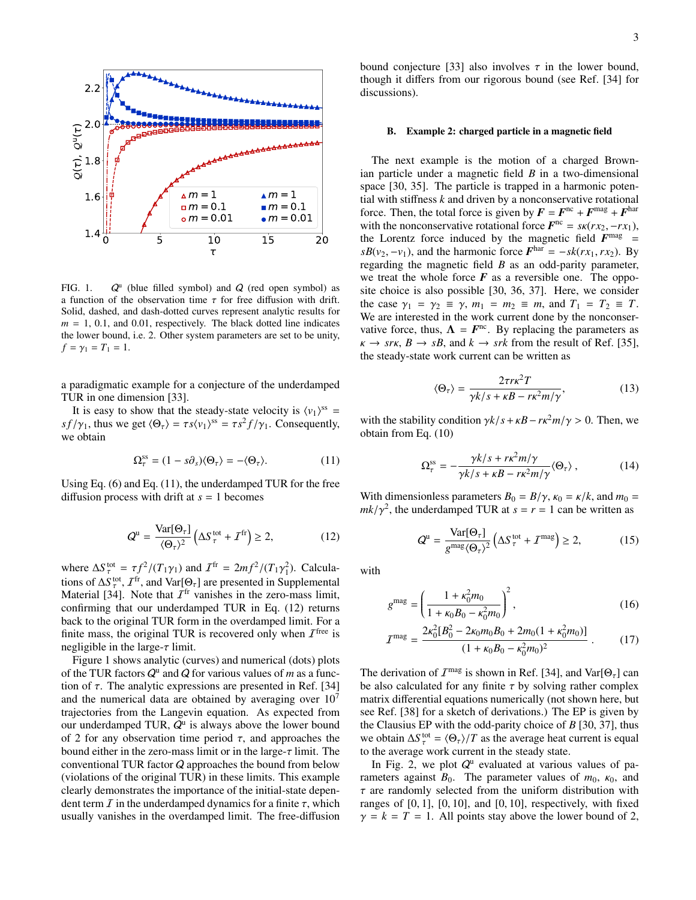FIG. 1. $Q^{\mathrm{u}}$ (blue filled symbol) and $Q$ (red open symbol) as a function of the observation time $\tau$ for free diffusion with drift. Solid, dashed, and dash-dotted curves represent analytic results for $m = 1$, 0.1, and 0.01, respectively. The black dotted line indicates the lower bound, i.e. 2. Other system parameters are set to be unity, $f = \gamma_1 = T_1 = 1$.

a paradigmatic example for a conjecture of the underdamped TUR in one dimension [33].

It is easy to show that the steady-state velocity is $\langle v_1 \rangle^{\mathrm{ss}} = sf/\gamma_1$, thus we get $\langle \Theta_\tau \rangle = \tau s \langle v_1 \rangle^{\mathrm{ss}} = \tau s^2 f/\gamma_1$. Consequently, we obtain

$$\Omega_\tau^{\mathrm{ss}} = (1 - s\partial_s)\langle \Theta_\tau \rangle = -\langle \Theta_\tau \rangle. \tag{11}$$

Using Eq. (6) and Eq. (11), the underdamped TUR for the free diffusion process with drift at $s = 1$ becomes

$$Q^{\mathrm{u}} = \frac{\mathrm{Var}[\Theta_\tau]}{\langle \Theta_\tau \rangle^2}\left(\Delta S_\tau^{\mathrm{tot}} + \mathcal{I}^{\mathrm{fr}}\right) \geq 2, \tag{12}$$

where $\Delta S_\tau^{\mathrm{tot}} = \tau f^2/(T_1\gamma_1)$ and $\mathcal{I}^{\mathrm{fr}} = 2mf^2/(T_1\gamma_1^2)$. Calculations of $\Delta S_\tau^{\mathrm{tot}}$, $\mathcal{I}^{\mathrm{fr}}$, and $\mathrm{Var}[\Theta_\tau]$ are presented in Supplemental Material [34]. Note that $\mathcal{I}^{\mathrm{fr}}$ vanishes in the zero-mass limit, confirming that our underdamped TUR in Eq. (12) returns back to the original TUR form in the overdamped limit. For a finite mass, the original TUR is recovered only when $\mathcal{I}^{\mathrm{free}}$ is negligible in the large-$\tau$ limit.

Figure 1 shows analytic (curves) and numerical (dots) plots of the TUR factors $Q^{\mathrm{u}}$ and $Q$ for various values of $m$ as a function of $\tau$. The analytic expressions are presented in Ref. [34] and the numerical data are obtained by averaging over $10^7$ trajectories from the Langevin equation. As expected from our underdamped TUR, $Q^{\mathrm{u}}$ is always above the lower bound of 2 for any observation time period $\tau$, and approaches the bound either in the zero-mass limit or in the large-$\tau$ limit. The conventional TUR factor $Q$ approaches the bound from below (violations of the original TUR) in these limits. This example clearly demonstrates the importance of the initial-state dependent term $\mathcal{I}$ in the underdamped dynamics for a finite $\tau$, which usually vanishes in the overdamped limit. The free-diffusion bound conjecture [33] also involves $\tau$ in the lower bound, though it differs from our rigorous bound (see Ref. [34] for discussions).

### B. Example 2: charged particle in a magnetic field

The next example is the motion of a charged Brownian particle under a magnetic field $B$ in a two-dimensional space [30, 35]. The particle is trapped in a harmonic potential with stiffness $k$ and driven by a nonconservative rotational force. Then, the total force is given by $\boldsymbol{F} = \boldsymbol{F}^{\mathrm{nc}} + \boldsymbol{F}^{\mathrm{mag}} + \boldsymbol{F}^{\mathrm{har}}$ with the nonconservative rotational force $\boldsymbol{F}^{\mathrm{nc}} = s\kappa(rx_2, -rx_1)$, the Lorentz force induced by the magnetic field $\boldsymbol{F}^{\mathrm{mag}} = sB(v_2, -v_1)$, and the harmonic force $\boldsymbol{F}^{\mathrm{har}} = -sk(rx_1, rx_2)$. By regarding the magnetic field $B$ as an odd-parity parameter, we treat the whole force $\boldsymbol{F}$ as a reversible one. The opposite choice is also possible [30, 36, 37]. Here, we consider the case $\gamma_1 = \gamma_2 \equiv \gamma$, $m_1 = m_2 \equiv m$, and $T_1 = T_2 \equiv T$. We are interested in the work current done by the nonconservative force, thus, $\boldsymbol{\Lambda} = \boldsymbol{F}^{\mathrm{nc}}$. By replacing the parameters as $\kappa \to sr\kappa$, $B \to sB$, and $k \to srk$ from the result of Ref. [35], the steady-state work current can be written as

$$\langle \Theta_\tau \rangle = \frac{2\tau r\kappa^2 T}{\gamma k/s + \kappa B - r\kappa^2 m/\gamma}, \tag{13}$$

with the stability condition $\gamma k/s + \kappa B - r\kappa^2 m/\gamma > 0$. Then, we obtain from Eq. (10)

$$\Omega_\tau^{\mathrm{ss}} = -\frac{\gamma k/s + r\kappa^2 m/\gamma}{\gamma k/s + \kappa B - r\kappa^2 m/\gamma}\langle \Theta_\tau \rangle\,, \tag{14}$$

With dimensionless parameters $B_0 = B/\gamma$, $\kappa_0 = \kappa/k$, and $m_0 = mk/\gamma^2$, the underdamped TUR at $s = r = 1$ can be written as

$$Q^{\mathrm{u}} = \frac{\mathrm{Var}[\Theta_\tau]}{g^{\mathrm{mag}}\langle \Theta_\tau \rangle^2}\left(\Delta S_\tau^{\mathrm{tot}} + \mathcal{I}^{\mathrm{mag}}\right) \geq 2, \tag{15}$$

with

$$g^{\mathrm{mag}} = \left(\frac{1 + \kappa_0^2 m_0}{1 + \kappa_0 B_0 - \kappa_0^2 m_0}\right)^2, \tag{16}$$

$$\mathcal{I}^{\mathrm{mag}} = \frac{2\kappa_0^2[B_0^2 - 2\kappa_0 m_0 B_0 + 2m_0(1 + \kappa_0^2 m_0)]}{(1 + \kappa_0 B_0 - \kappa_0^2 m_0)^2}. \tag{17}$$

The derivation of $\mathcal{I}^{\mathrm{mag}}$ is shown in Ref. [34], and $\mathrm{Var}[\Theta_\tau]$ can be also calculated for any finite $\tau$ by solving rather complex matrix differential equations numerically (not shown here, but see Ref. [38] for a sketch of derivations.) The EP is given by the Clausius EP with the odd-parity choice of $B$ [30, 37], thus we obtain $\Delta S_\tau^{\mathrm{tot}} = \langle \Theta_\tau \rangle / T$ as the average heat current is equal to the average work current in the steady state.

In Fig. 2, we plot $Q^{\mathrm{u}}$ evaluated at various values of parameters against $B_0$. The parameter values of $m_0$, $\kappa_0$, and $\tau$ are randomly selected from the uniform distribution with ranges of $[0, 1]$, $[0, 10]$, and $[0, 10]$, respectively, with fixed $\gamma = k = T = 1$. All points stay above the lower bound of 2,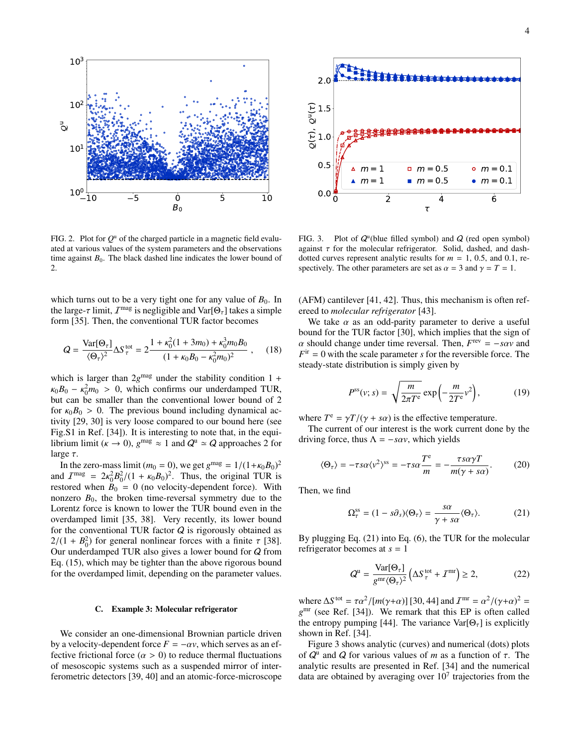FIG. 2. Plot for $Q^{\rm u}$ of the charged particle in a magnetic field evaluated at various values of the system parameters and the observations time against $B_0$. The black dashed line indicates the lower bound of 2.

FIG. 3. Plot of $Q^{\rm u}$(blue filled symbol) and $Q$ (red open symbol) against $\tau$ for the molecular refrigerator. Solid, dashed, and dash-dotted curves represent analytic results for $m = 1$, 0.5, and 0.1, respectively. The other parameters are set as $\alpha = 3$ and $\gamma = T = 1$.

which turns out to be a very tight one for any value of $B_0$. In the large-$\tau$ limit, $\mathcal{I}^{\rm mag}$ is negligible and Var[$\Theta_\tau$] takes a simple form [35]. Then, the conventional TUR factor becomes

$$Q = \frac{{\rm Var}[\Theta_\tau]}{\langle\Theta_\tau\rangle^2}\Delta S_\tau^{\rm tot} = 2\frac{1+\kappa_0^2(1+3m_0)+\kappa_0^3 m_0 B_0}{(1+\kappa_0 B_0 - \kappa_0^2 m_0)^2}, \qquad (18)$$

which is larger than $2g^{\rm mag}$ under the stability condition $1 + \kappa_0 B_0 - \kappa_0^2 m_0 > 0$, which confirms our underdamped TUR, but can be smaller than the conventional lower bound of 2 for $\kappa_0 B_0 > 0$. The previous bound including dynamical activity [29, 30] is very loose compared to our bound here (see Fig.S1 in Ref. [34]). It is interesting to note that, in the equilibrium limit ($\kappa \to 0$), $g^{\rm mag} \approx 1$ and $Q^{\rm u} \simeq Q$ approaches 2 for large $\tau$.

In the zero-mass limit ($m_0 = 0$), we get $g^{\rm mag} = 1/(1+\kappa_0 B_0)^2$ and $\mathcal{I}^{\rm mag} = 2\kappa_0^2 B_0^2/(1+\kappa_0 B_0)^2$. Thus, the original TUR is restored when $B_0 = 0$ (no velocity-dependent force). With nonzero $B_0$, the broken time-reversal symmetry due to the Lorentz force is known to lower the TUR bound even in the overdamped limit [35, 38]. Very recently, its lower bound for the conventional TUR factor $Q$ is rigorously obtained as $2/(1 + B_0^2)$ for general nonlinear forces with a finite $\tau$ [38]. Our underdamped TUR also gives a lower bound for $Q$ from Eq. (15), which may be tighter than the above rigorous bound for the overdamped limit, depending on the parameter values.

### C. Example 3: Molecular refrigerator

We consider an one-dimensional Brownian particle driven by a velocity-dependent force $F = -\alpha v$, which serves as an effective frictional force ($\alpha > 0$) to reduce thermal fluctuations of mesoscopic systems such as a suspended mirror of interferometric detectors [39, 40] and an atomic-force-microscope (AFM) cantilever [41, 42]. Thus, this mechanism is often refereed to *molecular refrigerator* [43].

We take $\alpha$ as an odd-parity parameter to derive a useful bound for the TUR factor [30], which implies that the sign of $\alpha$ should change under time reversal. Then, $F^{\rm rev} = -s\alpha v$ and $F^{\rm ir} = 0$ with the scale parameter $s$ for the reversible force. The steady-state distribution is simply given by

$$P^{\rm ss}(v; s) = \sqrt{\frac{m}{2\pi T^{\rm e}}}\exp\left(-\frac{m}{2T^{\rm e}}v^2\right), \qquad (19)$$

where $T^{\rm e} = \gamma T/(\gamma + s\alpha)$ is the effective temperature.

The current of our interest is the work current done by the driving force, thus $\Lambda = -s\alpha v$, which yields

$$\langle\Theta_\tau\rangle = -\tau s\alpha\langle v^2\rangle^{\rm ss} = -\tau s\alpha\frac{T^{\rm e}}{m} = -\frac{\tau s\alpha\gamma T}{m(\gamma + s\alpha)}. \qquad (20)$$

Then, we find

$$\Omega_\tau^{\rm ss} = (1 - s\partial_s)\langle\Theta_\tau\rangle = \frac{s\alpha}{\gamma + s\alpha}\langle\Theta_\tau\rangle. \qquad (21)$$

By plugging Eq. (21) into Eq. (6), the TUR for the molecular refrigerator becomes at $s = 1$

$$Q^{\rm u} = \frac{{\rm Var}[\Theta_\tau]}{g^{\rm mr}\langle\Theta_\tau\rangle^2}\left(\Delta S_\tau^{\rm tot} + \mathcal{I}^{\rm mr}\right) \geq 2, \qquad (22)$$

where $\Delta S^{\rm tot} = \tau\alpha^2/[m(\gamma+\alpha)]$ [30, 44] and $\mathcal{I}^{\rm mr} = \alpha^2/(\gamma+\alpha)^2 = g^{\rm mr}$ (see Ref. [34]). We remark that this EP is often called the entropy pumping [44]. The variance Var[$\Theta_\tau$] is explicitly shown in Ref. [34].

Figure 3 shows analytic (curves) and numerical (dots) plots of $Q^{\rm u}$ and $Q$ for various values of $m$ as a function of $\tau$. The analytic results are presented in Ref. [34] and the numerical data are obtained by averaging over $10^7$ trajectories from the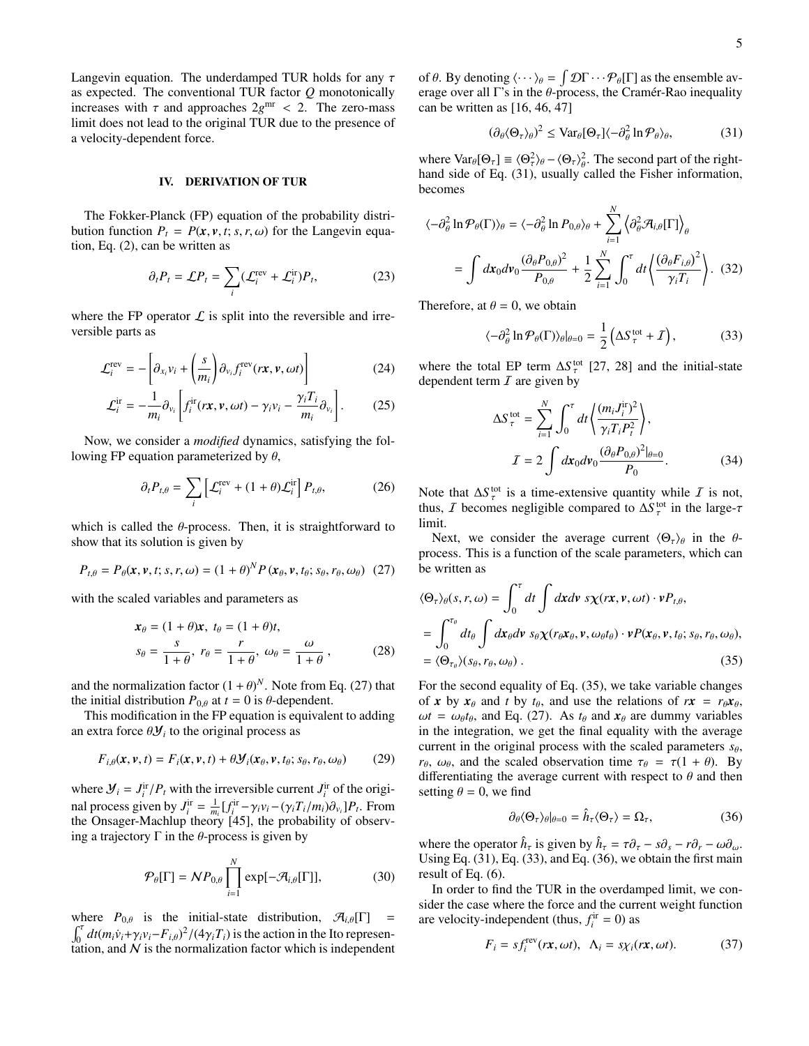Langevin equation. The underdamped TUR holds for any $\tau$ as expected. The conventional TUR factor $Q$ monotonically increases with $\tau$ and approaches $2g^{\rm mr} < 2$. The zero-mass limit does not lead to the original TUR due to the presence of a velocity-dependent force.

## IV. DERIVATION OF TUR

The Fokker-Planck (FP) equation of the probability distribution function $P_t = P(\boldsymbol{x}, \boldsymbol{v}, t; s, r, \omega)$ for the Langevin equation, Eq. (2), can be written as

$$\partial_t P_t = \mathcal{L} P_t = \sum_i (\mathcal{L}_i^{\rm rev} + \mathcal{L}_i^{\rm ir}) P_t, \tag{23}$$

where the FP operator $\mathcal{L}$ is split into the reversible and irreversible parts as

$$\mathcal{L}_i^{\rm rev} = -\left[\partial_{x_i} v_i + \left(\frac{s}{m_i}\right)\partial_{v_i} f_i^{\rm rev}(r\boldsymbol{x}, \boldsymbol{v}, \omega t)\right] \tag{24}$$

$$\mathcal{L}_i^{\rm ir} = -\frac{1}{m_i}\partial_{v_i}\left[f_i^{\rm ir}(r\boldsymbol{x}, \boldsymbol{v}, \omega t) - \gamma_i v_i - \frac{\gamma_i T_i}{m_i}\partial_{v_i}\right]. \tag{25}$$

Now, we consider a *modified* dynamics, satisfying the following FP equation parameterized by $\theta$,

$$\partial_t P_{t,\theta} = \sum_i \left[\mathcal{L}_i^{\rm rev} + (1+\theta)\mathcal{L}_i^{\rm ir}\right] P_{t,\theta}, \tag{26}$$

which is called the $\theta$-process. Then, it is straightforward to show that its solution is given by

$$P_{t,\theta} = P_\theta(\boldsymbol{x}, \boldsymbol{v}, t; s, r, \omega) = (1+\theta)^N P(\boldsymbol{x}_\theta, \boldsymbol{v}, t_\theta; s_\theta, r_\theta, \omega_\theta) \tag{27}$$

with the scaled variables and parameters as

$$\boldsymbol{x}_\theta = (1+\theta)\boldsymbol{x},\ t_\theta = (1+\theta)t,$$
$$s_\theta = \frac{s}{1+\theta},\ r_\theta = \frac{r}{1+\theta},\ \omega_\theta = \frac{\omega}{1+\theta}, \tag{28}$$

and the normalization factor $(1+\theta)^N$. Note from Eq. (27) that the initial distribution $P_{0,\theta}$ at $t = 0$ is $\theta$-dependent.

This modification in the FP equation is equivalent to adding an extra force $\theta\mathcal{Y}_i$ to the original process as

$$F_{i,\theta}(\boldsymbol{x}, \boldsymbol{v}, t) = F_i(\boldsymbol{x}, \boldsymbol{v}, t) + \theta\mathcal{Y}_i(\boldsymbol{x}_\theta, \boldsymbol{v}, t_\theta; s_\theta, r_\theta, \omega_\theta) \tag{29}$$

where $\mathcal{Y}_i = J_i^{\rm ir}/P_t$ with the irreversible current $J_i^{\rm ir}$ of the original process given by $J_i^{\rm ir} = \frac{1}{m_i}[f_i^{\rm ir} - \gamma_i v_i - (\gamma_i T_i/m_i)\partial_{v_i}]P_t$. From the Onsager-Machlup theory [45], the probability of observing a trajectory $\Gamma$ in the $\theta$-process is given by

$$\mathcal{P}_\theta[\Gamma] = \mathcal{N} P_{0,\theta}\prod_{i=1}^N \exp[-\mathcal{A}_{i,\theta}[\Gamma]], \tag{30}$$

where $P_{0,\theta}$ is the initial-state distribution, $\mathcal{A}_{i,\theta}[\Gamma] = \int_0^\tau dt (m_i\dot{v}_i + \gamma_i v_i - F_{i,\theta})^2/(4\gamma_i T_i)$ is the action in the Ito representation, and $\mathcal{N}$ is the normalization factor which is independent of $\theta$. By denoting $\langle\cdots\rangle_\theta = \int \mathcal{D}\Gamma \cdots \mathcal{P}_\theta[\Gamma]$ as the ensemble average over all $\Gamma$'s in the $\theta$-process, the Cramér-Rao inequality can be written as [16, 46, 47]

$$(\partial_\theta\langle\Theta_\tau\rangle_\theta)^2 \le {\rm Var}_\theta[\Theta_\tau]\langle -\partial_\theta^2 \ln\mathcal{P}_\theta\rangle_\theta, \tag{31}$$

where ${\rm Var}_\theta[\Theta_\tau] \equiv \langle\Theta_\tau^2\rangle_\theta - \langle\Theta_\tau\rangle_\theta^2$. The second part of the right-hand side of Eq. (31), usually called the Fisher information, becomes

$$\begin{aligned}\langle -\partial_\theta^2 \ln\mathcal{P}_\theta(\Gamma)\rangle_\theta &= \langle -\partial_\theta^2 \ln P_{0,\theta}\rangle_\theta + \sum_{i=1}^N \left\langle \partial_\theta^2 \mathcal{A}_{i,\theta}[\Gamma]\right\rangle_\theta \\ &= \int d\boldsymbol{x}_0 d\boldsymbol{v}_0 \frac{(\partial_\theta P_{0,\theta})^2}{P_{0,\theta}} + \frac{1}{2}\sum_{i=1}^N \int_0^\tau dt \left\langle \frac{(\partial_\theta F_{i,\theta})^2}{\gamma_i T_i}\right\rangle. \end{aligned} \tag{32}$$

Therefore, at $\theta = 0$, we obtain

$$\langle -\partial_\theta^2 \ln\mathcal{P}_\theta(\Gamma)\rangle_\theta|_{\theta=0} = \frac{1}{2}\left(\Delta S_\tau^{\rm tot} + \mathcal{I}\right), \tag{33}$$

where the total EP term $\Delta S_\tau^{\rm tot}$ [27, 28] and the initial-state dependent term $\mathcal{I}$ are given by

$$\Delta S_\tau^{\rm tot} = \sum_{i=1}^N \int_0^\tau dt \left\langle \frac{(m_i J_i^{\rm ir})^2}{\gamma_i T_i P_t^2}\right\rangle,$$
$$\mathcal{I} = 2\int d\boldsymbol{x}_0 d\boldsymbol{v}_0 \frac{(\partial_\theta P_{0,\theta})^2|_{\theta=0}}{P_0}. \tag{34}$$

Note that $\Delta S_\tau^{\rm tot}$ is a time-extensive quantity while $\mathcal{I}$ is not, thus, $\mathcal{I}$ becomes negligible compared to $\Delta S_\tau^{\rm tot}$ in the large-$\tau$ limit.

Next, we consider the average current $\langle\Theta_\tau\rangle_\theta$ in the $\theta$-process. This is a function of the scale parameters, which can be written as

$$\begin{aligned}\langle\Theta_\tau\rangle_\theta(s, r, \omega) &= \int_0^\tau dt \int d\boldsymbol{x} d\boldsymbol{v}\ s\boldsymbol{\chi}(r\boldsymbol{x}, \boldsymbol{v}, \omega t)\cdot\boldsymbol{v} P_{t,\theta}, \\ &= \int_0^{\tau_\theta} dt_\theta \int d\boldsymbol{x}_\theta d\boldsymbol{v}\ s_\theta \boldsymbol{\chi}(r_\theta\boldsymbol{x}_\theta, \boldsymbol{v}, \omega_\theta t_\theta)\cdot\boldsymbol{v} P(\boldsymbol{x}_\theta, \boldsymbol{v}, t_\theta; s_\theta, r_\theta, \omega_\theta), \\ &= \langle\Theta_{\tau_\theta}\rangle(s_\theta, r_\theta, \omega_\theta). \end{aligned} \tag{35}$$

For the second equality of Eq. (35), we take variable changes of $\boldsymbol{x}$ by $\boldsymbol{x}_\theta$ and $t$ by $t_\theta$, and use the relations of $r\boldsymbol{x} = r_\theta\boldsymbol{x}_\theta$, $\omega t = \omega_\theta t_\theta$, and Eq. (27). As $t_\theta$ and $\boldsymbol{x}_\theta$ are dummy variables in the integration, we get the final equality with the average current in the original process with the scaled parameters $s_\theta$, $r_\theta$, $\omega_\theta$, and the scaled observation time $\tau_\theta = \tau(1+\theta)$. By differentiating the average current with respect to $\theta$ and then setting $\theta = 0$, we find

$$\partial_\theta\langle\Theta_\tau\rangle_\theta|_{\theta=0} = \hat{h}_\tau\langle\Theta_\tau\rangle = \Omega_\tau, \tag{36}$$

where the operator $\hat{h}_\tau$ is given by $\hat{h}_\tau = \tau\partial_\tau - s\partial_s - r\partial_r - \omega\partial_\omega$. Using Eq. (31), Eq. (33), and Eq. (36), we obtain the first main result of Eq. (6).

In order to find the TUR in the overdamped limit, we consider the case where the force and the current weight function are velocity-independent (thus, $f_i^{\rm ir} = 0$) as

$$F_i = s f_i^{\rm rev}(r\boldsymbol{x}, \omega t),\ \ \Lambda_i = s\chi_i(r\boldsymbol{x}, \omega t). \tag{37}$$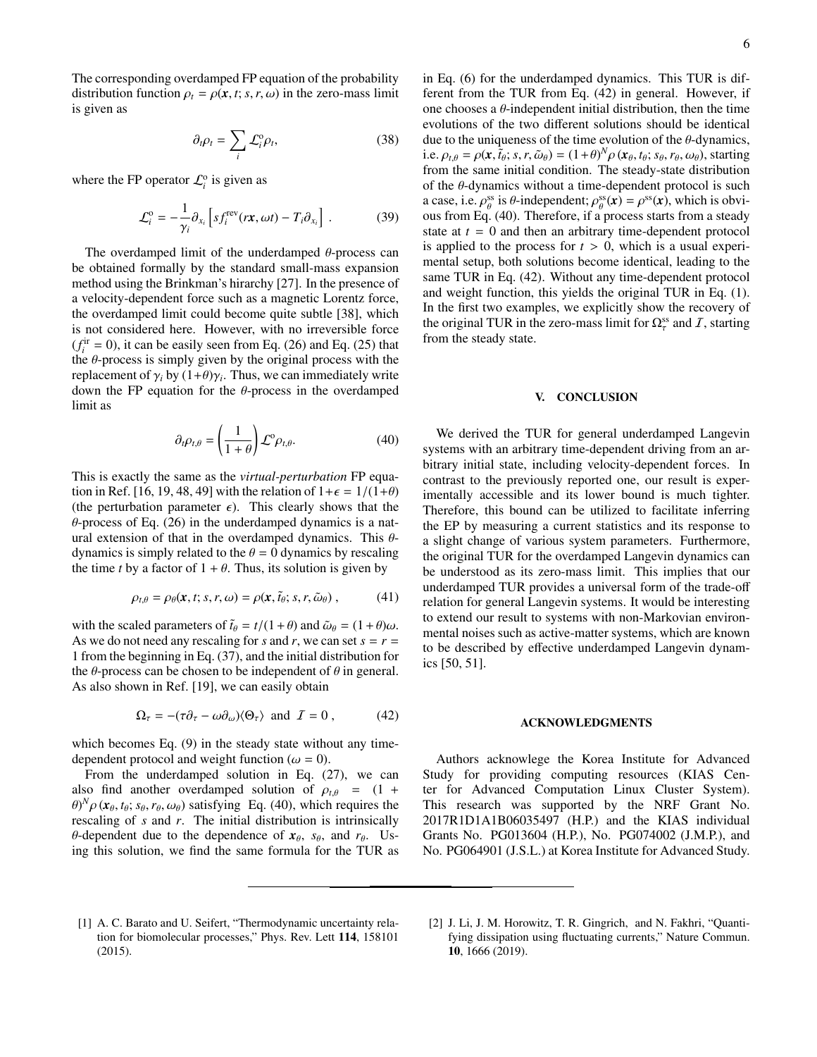The corresponding overdamped FP equation of the probability distribution function $\rho_t = \rho(\boldsymbol{x}, t; s, r, \omega)$ in the zero-mass limit is given as

$$\partial_t \rho_t = \sum_i \mathcal{L}_i^{\mathrm{o}} \rho_t, \tag{38}$$

where the FP operator $\mathcal{L}_i^{\mathrm{o}}$ is given as

$$\mathcal{L}_i^{\mathrm{o}} = -\frac{1}{\gamma_i} \partial_{x_i} \left[ s f_i^{\mathrm{rev}}(r\boldsymbol{x}, \omega t) - T_i \partial_{x_i} \right] . \tag{39}$$

The overdamped limit of the underdamped $\theta$-process can be obtained formally by the standard small-mass expansion method using the Brinkman's hirarchy [27]. In the presence of a velocity-dependent force such as a magnetic Lorentz force, the overdamped limit could become quite subtle [38], which is not considered here. However, with no irreversible force ($f_i^{\mathrm{ir}} = 0$), it can be easily seen from Eq. (26) and Eq. (25) that the $\theta$-process is simply given by the original process with the replacement of $\gamma_i$ by $(1+\theta)\gamma_i$. Thus, we can immediately write down the FP equation for the $\theta$-process in the overdamped limit as

$$\partial_t \rho_{t,\theta} = \left( \frac{1}{1+\theta} \right) \mathcal{L}^{\mathrm{o}} \rho_{t,\theta}. \tag{40}$$

This is exactly the same as the *virtual-perturbation* FP equation in Ref. [16, 19, 48, 49] with the relation of $1+\epsilon = 1/(1+\theta)$ (the perturbation parameter $\epsilon$). This clearly shows that the $\theta$-process of Eq. (26) in the underdamped dynamics is a natural extension of that in the overdamped dynamics. This $\theta$-dynamics is simply related to the $\theta = 0$ dynamics by rescaling the time $t$ by a factor of $1+\theta$. Thus, its solution is given by

$$\rho_{t,\theta} = \rho_\theta(\boldsymbol{x}, t; s, r, \omega) = \rho(\boldsymbol{x}, \tilde{t}_\theta; s, r, \tilde{\omega}_\theta) , \tag{41}$$

with the scaled parameters of $\tilde{t}_\theta = t/(1+\theta)$ and $\tilde{\omega}_\theta = (1+\theta)\omega$. As we do not need any rescaling for $s$ and $r$, we can set $s = r = 1$ from the beginning in Eq. (37), and the initial distribution for the $\theta$-process can be chosen to be independent of $\theta$ in general. As also shown in Ref. [19], we can easily obtain

$$\Omega_\tau = -(\tau \partial_\tau - \omega \partial_\omega) \langle \Theta_\tau \rangle \ \text{ and } \ \mathcal{I} = 0 , \tag{42}$$

which becomes Eq. (9) in the steady state without any time-dependent protocol and weight function ($\omega = 0$).

From the underdamped solution in Eq. (27), we can also find another overdamped solution of $\rho_{t,\theta} = (1+\theta)^N \rho(\boldsymbol{x}_\theta, t_\theta; s_\theta, r_\theta, \omega_\theta)$ satisfying Eq. (40), which requires the rescaling of $s$ and $r$. The initial distribution is intrinsically $\theta$-dependent due to the dependence of $\boldsymbol{x}_\theta$, $s_\theta$, and $r_\theta$. Using this solution, we find the same formula for the TUR as in Eq. (6) for the underdamped dynamics. This TUR is different from the TUR from Eq. (42) in general. However, if one chooses a $\theta$-independent initial distribution, then the time evolutions of the two different solutions should be identical due to the uniqueness of the time evolution of the $\theta$-dynamics, i.e. $\rho_{t,\theta} = \rho(\boldsymbol{x}, \tilde{t}_\theta; s, r, \tilde{\omega}_\theta) = (1+\theta)^N \rho(\boldsymbol{x}_\theta, t_\theta; s_\theta, r_\theta, \omega_\theta)$, starting from the same initial condition. The steady-state distribution of the $\theta$-dynamics without a time-dependent protocol is such a case, i.e. $\rho_\theta^{\mathrm{ss}}$ is $\theta$-independent; $\rho_\theta^{\mathrm{ss}}(\boldsymbol{x}) = \rho^{\mathrm{ss}}(\boldsymbol{x})$, which is obvious from Eq. (40). Therefore, if a process starts from a steady state at $t = 0$ and then an arbitrary time-dependent protocol is applied to the process for $t > 0$, which is a usual experimental setup, both solutions become identical, leading to the same TUR in Eq. (42). Without any time-dependent protocol and weight function, this yields the original TUR in Eq. (1). In the first two examples, we explicitly show the recovery of the original TUR in the zero-mass limit for $\Omega_\tau^{\mathrm{ss}}$ and $\mathcal{I}$, starting from the steady state.

## V. CONCLUSION

We derived the TUR for general underdamped Langevin systems with an arbitrary time-dependent driving from an arbitrary initial state, including velocity-dependent forces. In contrast to the previously reported one, our result is experimentally accessible and its lower bound is much tighter. Therefore, this bound can be utilized to facilitate inferring the EP by measuring a current statistics and its response to a slight change of various system parameters. Furthermore, the original TUR for the overdamped Langevin dynamics can be understood as its zero-mass limit. This implies that our underdamped TUR provides a universal form of the trade-off relation for general Langevin systems. It would be interesting to extend our result to systems with non-Markovian environmental noises such as active-matter systems, which are known to be described by effective underdamped Langevin dynamics [50, 51].

## ACKNOWLEDGMENTS

Authors acknowlege the Korea Institute for Advanced Study for providing computing resources (KIAS Center for Advanced Computation Linux Cluster System). This research was supported by the NRF Grant No. 2017R1D1A1B06035497 (H.P.) and the KIAS individual Grants No. PG013604 (H.P.), No. PG074002 (J.M.P.), and No. PG064901 (J.S.L.) at Korea Institute for Advanced Study.

---

[1] A. C. Barato and U. Seifert, "Thermodynamic uncertainty relation for biomolecular processes," Phys. Rev. Lett **114**, 158101 (2015).

[2] J. Li, J. M. Horowitz, T. R. Gingrich, and N. Fakhri, "Quantifying dissipation using fluctuating currents," Nature Commun. **10**, 1666 (2019).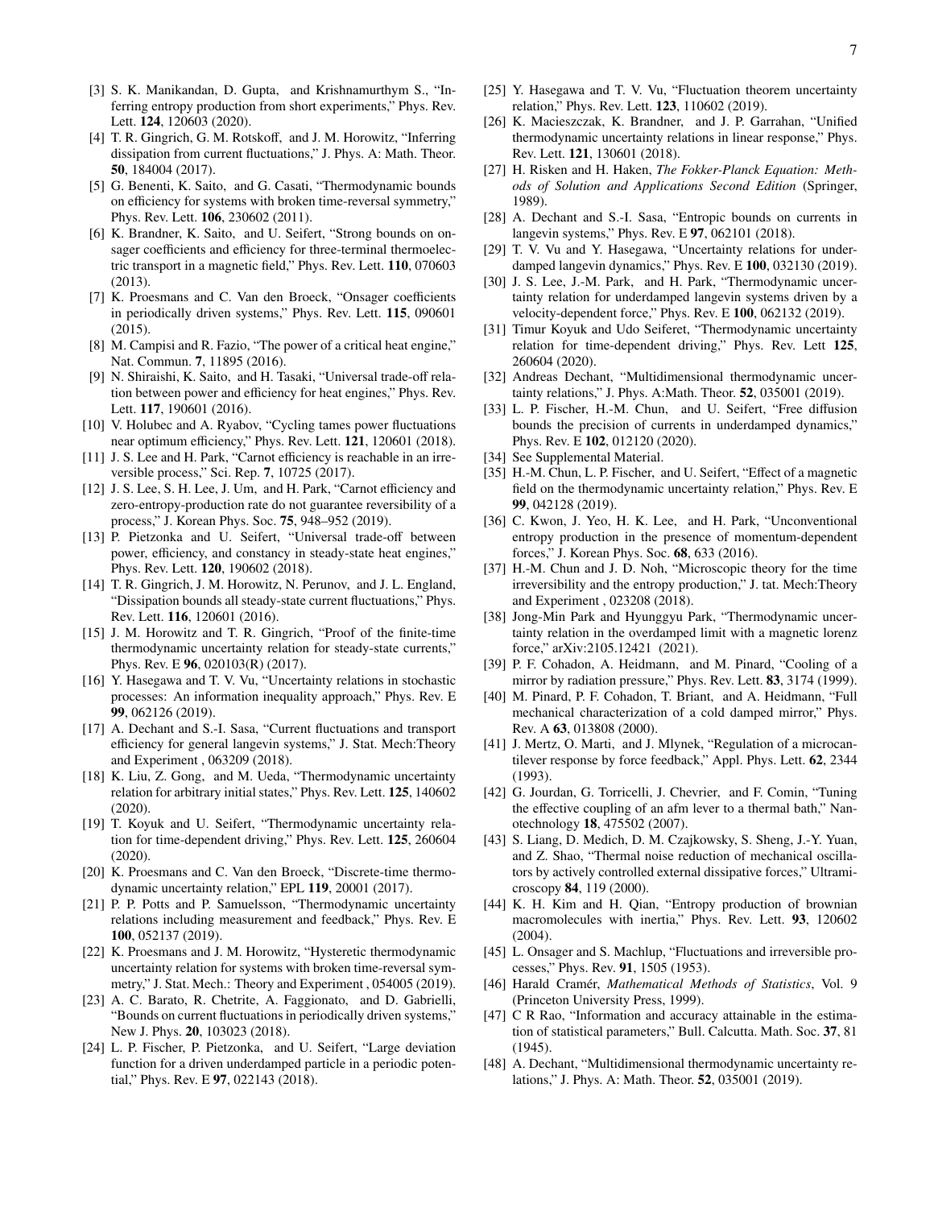[3] S. K. Manikandan, D. Gupta, and Krishnamurthym S., "Inferring entropy production from short experiments," Phys. Rev. Lett. **124**, 120603 (2020).

[4] T. R. Gingrich, G. M. Rotskoff, and J. M. Horowitz, "Inferring dissipation from current fluctuations," J. Phys. A: Math. Theor. **50**, 184004 (2017).

[5] G. Benenti, K. Saito, and G. Casati, "Thermodynamic bounds on efficiency for systems with broken time-reversal symmetry," Phys. Rev. Lett. **106**, 230602 (2011).

[6] K. Brandner, K. Saito, and U. Seifert, "Strong bounds on onsager coefficients and efficiency for three-terminal thermoelectric transport in a magnetic field," Phys. Rev. Lett. **110**, 070603 (2013).

[7] K. Proesmans and C. Van den Broeck, "Onsager coefficients in periodically driven systems," Phys. Rev. Lett. **115**, 090601 (2015).

[8] M. Campisi and R. Fazio, "The power of a critical heat engine," Nat. Commun. **7**, 11895 (2016).

[9] N. Shiraishi, K. Saito, and H. Tasaki, "Universal trade-off relation between power and efficiency for heat engines," Phys. Rev. Lett. **117**, 190601 (2016).

[10] V. Holubec and A. Ryabov, "Cycling tames power fluctuations near optimum efficiency," Phys. Rev. Lett. **121**, 120601 (2018).

[11] J. S. Lee and H. Park, "Carnot efficiency is reachable in an irreversible process," Sci. Rep. **7**, 10725 (2017).

[12] J. S. Lee, S. H. Lee, J. Um, and H. Park, "Carnot efficiency and zero-entropy-production rate do not guarantee reversibility of a process," J. Korean Phys. Soc. **75**, 948–952 (2019).

[13] P. Pietzonka and U. Seifert, "Universal trade-off between power, efficiency, and constancy in steady-state heat engines," Phys. Rev. Lett. **120**, 190602 (2018).

[14] T. R. Gingrich, J. M. Horowitz, N. Perunov, and J. L. England, "Dissipation bounds all steady-state current fluctuations," Phys. Rev. Lett. **116**, 120601 (2016).

[15] J. M. Horowitz and T. R. Gingrich, "Proof of the finite-time thermodynamic uncertainty relation for steady-state currents," Phys. Rev. E **96**, 020103(R) (2017).

[16] Y. Hasegawa and T. V. Vu, "Uncertainty relations in stochastic processes: An information inequality approach," Phys. Rev. E **99**, 062126 (2019).

[17] A. Dechant and S.-I. Sasa, "Current fluctuations and transport efficiency for general langevin systems," J. Stat. Mech:Theory and Experiment , 063209 (2018).

[18] K. Liu, Z. Gong, and M. Ueda, "Thermodynamic uncertainty relation for arbitrary initial states," Phys. Rev. Lett. **125**, 140602 (2020).

[19] T. Koyuk and U. Seifert, "Thermodynamic uncertainty relation for time-dependent driving," Phys. Rev. Lett. **125**, 260604 (2020).

[20] K. Proesmans and C. Van den Broeck, "Discrete-time thermodynamic uncertainty relation," EPL **119**, 20001 (2017).

[21] P. P. Potts and P. Samuelsson, "Thermodynamic uncertainty relations including measurement and feedback," Phys. Rev. E **100**, 052137 (2019).

[22] K. Proesmans and J. M. Horowitz, "Hysteretic thermodynamic uncertainty relation for systems with broken time-reversal symmetry," J. Stat. Mech.: Theory and Experiment , 054005 (2019).

[23] A. C. Barato, R. Chetrite, A. Faggionato, and D. Gabrielli, "Bounds on current fluctuations in periodically driven systems," New J. Phys. **20**, 103023 (2018).

[24] L. P. Fischer, P. Pietzonka, and U. Seifert, "Large deviation function for a driven underdamped particle in a periodic potential," Phys. Rev. E **97**, 022143 (2018).

[25] Y. Hasegawa and T. V. Vu, "Fluctuation theorem uncertainty relation," Phys. Rev. Lett. **123**, 110602 (2019).

[26] K. Macieszczak, K. Brandner, and J. P. Garrahan, "Unified thermodynamic uncertainty relations in linear response," Phys. Rev. Lett. **121**, 130601 (2018).

[27] H. Risken and H. Haken, *The Fokker-Planck Equation: Methods of Solution and Applications Second Edition* (Springer, 1989).

[28] A. Dechant and S.-I. Sasa, "Entropic bounds on currents in langevin systems," Phys. Rev. E **97**, 062101 (2018).

[29] T. V. Vu and Y. Hasegawa, "Uncertainty relations for underdamped langevin dynamics," Phys. Rev. E **100**, 032130 (2019).

[30] J. S. Lee, J.-M. Park, and H. Park, "Thermodynamic uncertainty relation for underdamped langevin systems driven by a velocity-dependent force," Phys. Rev. E **100**, 062132 (2019).

[31] Timur Koyuk and Udo Seiferet, "Thermodynamic uncertainty relation for time-dependent driving," Phys. Rev. Lett **125**, 260604 (2020).

[32] Andreas Dechant, "Multidimensional thermodynamic uncertainty relations," J. Phys. A:Math. Theor. **52**, 035001 (2019).

[33] L. P. Fischer, H.-M. Chun, and U. Seifert, "Free diffusion bounds the precision of currents in underdamped dynamics," Phys. Rev. E **102**, 012120 (2020).

[34] See Supplemental Material.

[35] H.-M. Chun, L. P. Fischer, and U. Seifert, "Effect of a magnetic field on the thermodynamic uncertainty relation," Phys. Rev. E **99**, 042128 (2019).

[36] C. Kwon, J. Yeo, H. K. Lee, and H. Park, "Unconventional entropy production in the presence of momentum-dependent forces," J. Korean Phys. Soc. **68**, 633 (2016).

[37] H.-M. Chun and J. D. Noh, "Microscopic theory for the time irreversibility and the entropy production," J. tat. Mech:Theory and Experiment , 023208 (2018).

[38] Jong-Min Park and Hyunggyu Park, "Thermodynamic uncertainty relation in the overdamped limit with a magnetic lorenz force," arXiv:2105.12421 (2021).

[39] P. F. Cohadon, A. Heidmann, and M. Pinard, "Cooling of a mirror by radiation pressure," Phys. Rev. Lett. **83**, 3174 (1999).

[40] M. Pinard, P. F. Cohadon, T. Briant, and A. Heidmann, "Full mechanical characterization of a cold damped mirror," Phys. Rev. A **63**, 013808 (2000).

[41] J. Mertz, O. Marti, and J. Mlynek, "Regulation of a microcantilever response by force feedback," Appl. Phys. Lett. **62**, 2344 (1993).

[42] G. Jourdan, G. Torricelli, J. Chevrier, and F. Comin, "Tuning the effective coupling of an afm lever to a thermal bath," Nanotechnology **18**, 475502 (2007).

[43] S. Liang, D. Medich, D. M. Czajkowsky, S. Sheng, J.-Y. Yuan, and Z. Shao, "Thermal noise reduction of mechanical oscillators by actively controlled external dissipative forces," Ultramicroscopy **84**, 119 (2000).

[44] K. H. Kim and H. Qian, "Entropy production of brownian macromolecules with inertia," Phys. Rev. Lett. **93**, 120602 (2004).

[45] L. Onsager and S. Machlup, "Fluctuations and irreversible processes," Phys. Rev. **91**, 1505 (1953).

[46] Harald Cramér, *Mathematical Methods of Statistics*, Vol. 9 (Princeton University Press, 1999).

[47] C R Rao, "Information and accuracy attainable in the estimation of statistical parameters," Bull. Calcutta. Math. Soc. **37**, 81 (1945).

[48] A. Dechant, "Multidimensional thermodynamic uncertainty relations," J. Phys. A: Math. Theor. **52**, 035001 (2019).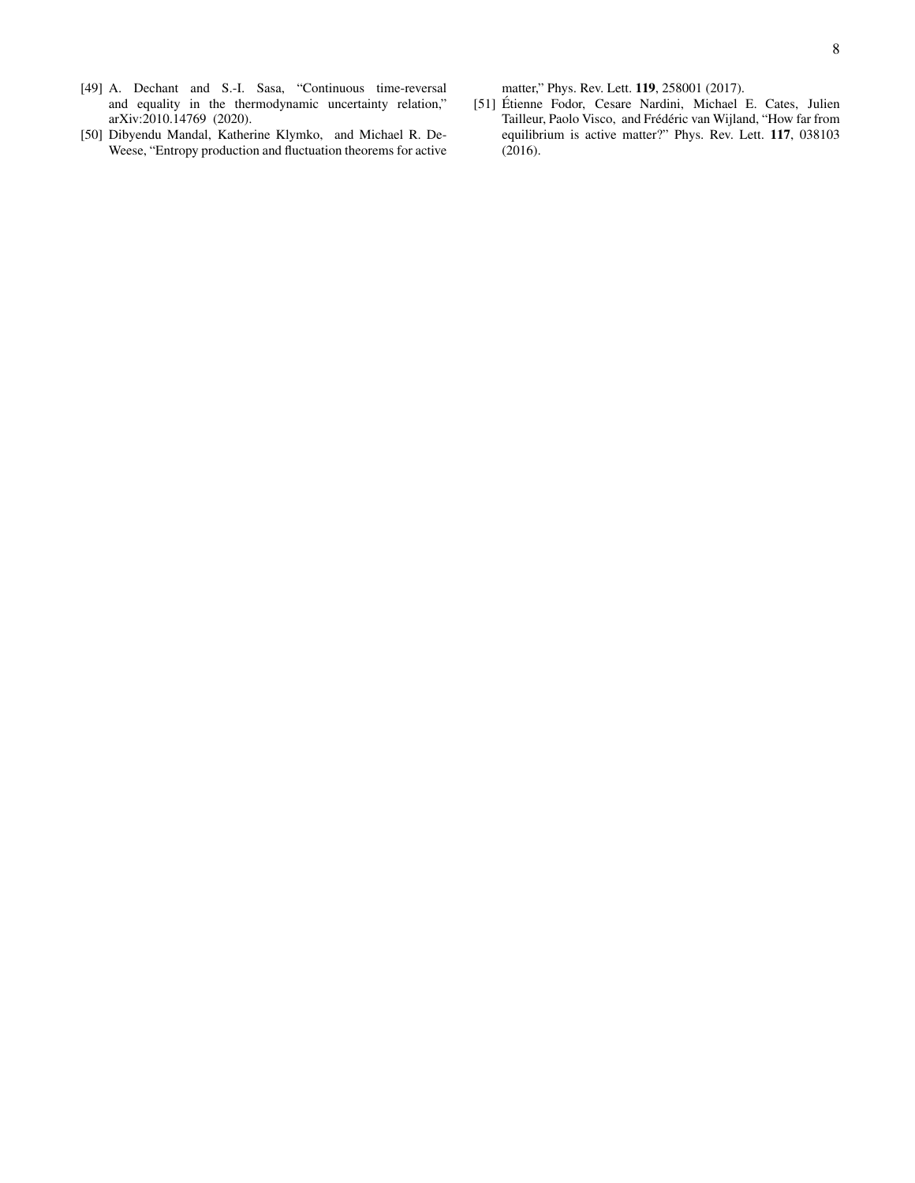[49] A. Dechant and S.-I. Sasa, "Continuous time-reversal and equality in the thermodynamic uncertainty relation," arXiv:2010.14769 (2020).

[50] Dibyendu Mandal, Katherine Klymko, and Michael R. DeWeese, "Entropy production and fluctuation theorems for active matter," Phys. Rev. Lett. **119**, 258001 (2017).

[51] Étienne Fodor, Cesare Nardini, Michael E. Cates, Julien Tailleur, Paolo Visco, and Frédéric van Wijland, "How far from equilibrium is active matter?" Phys. Rev. Lett. **117**, 038103 (2016).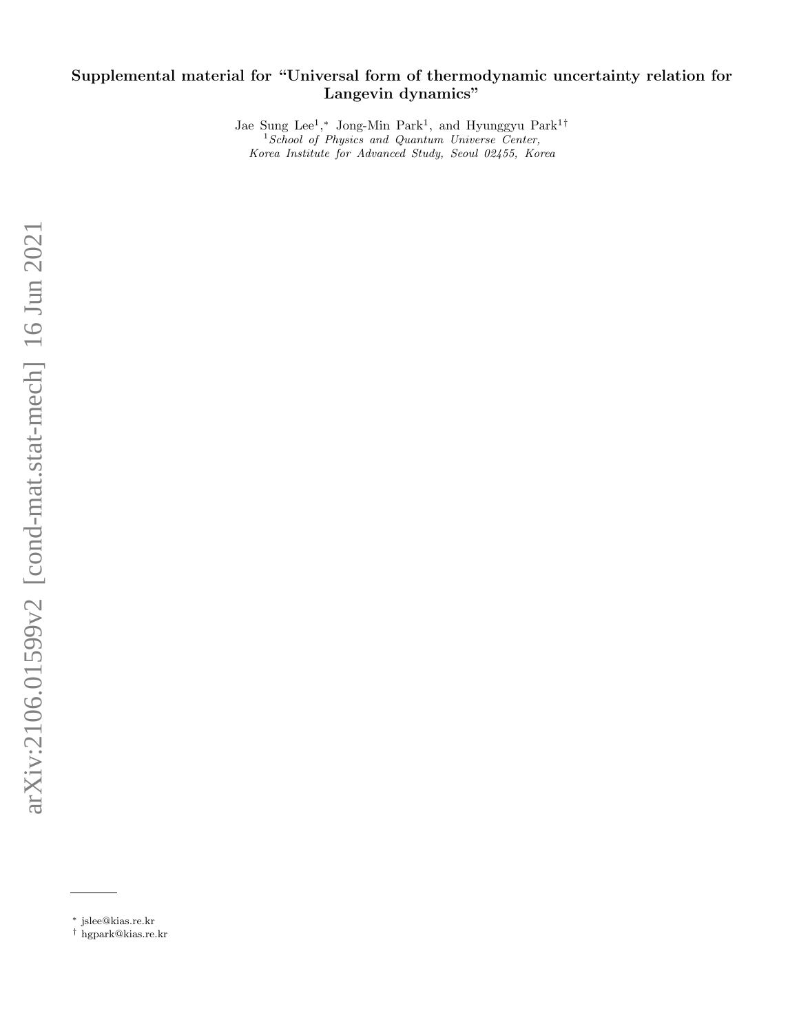**Supplemental material for "Universal form of thermodynamic uncertainty relation for Langevin dynamics"**

Jae Sung Lee[1],* Jong-Min Park[1], and Hyunggyu Park[1]†

[1] *School of Physics and Quantum Universe Center, Korea Institute for Advanced Study, Seoul 02455, Korea*

* jslee@kias.re.kr

† hgpark@kias.re.kr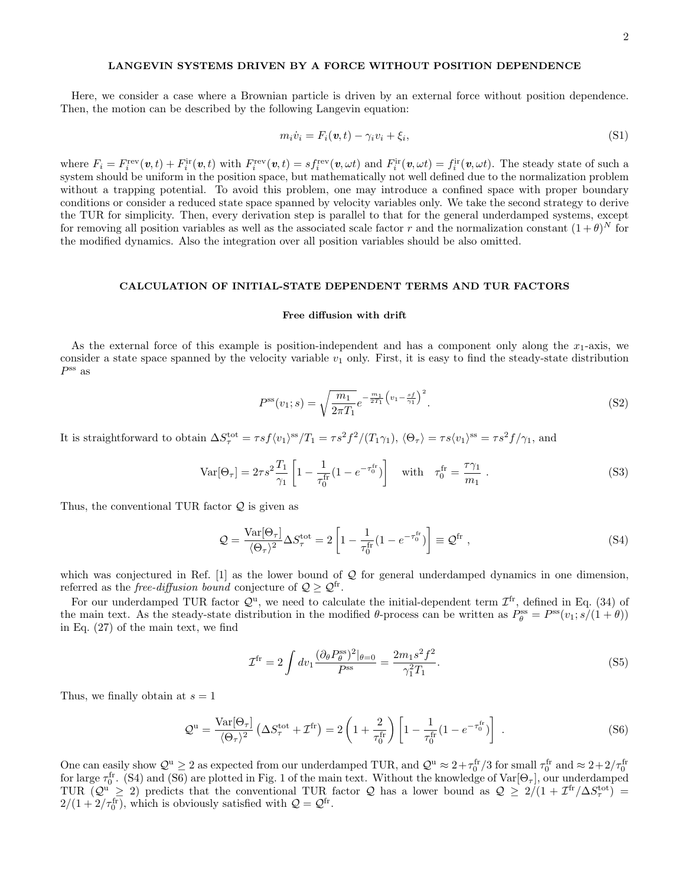## LANGEVIN SYSTEMS DRIVEN BY A FORCE WITHOUT POSITION DEPENDENCE

Here, we consider a case where a Brownian particle is driven by an external force without position dependence. Then, the motion can be described by the following Langevin equation:

$$m_i \dot{v}_i = F_i(\boldsymbol{v}, t) - \gamma_i v_i + \xi_i, \tag{S1}$$

where $F_i = F_i^{\rm rev}(\boldsymbol{v}, t) + F_i^{\rm ir}(\boldsymbol{v}, t)$ with $F_i^{\rm rev}(\boldsymbol{v}, t) = s f_i^{\rm rev}(\boldsymbol{v}, \omega t)$ and $F_i^{\rm ir}(\boldsymbol{v}, t) = f_i^{\rm ir}(\boldsymbol{v}, \omega t)$. The steady state of such a system should be uniform in the position space, but mathematically not well defined due to the normalization problem without a trapping potential. To avoid this problem, one may introduce a confined space with proper boundary conditions or consider a reduced state space spanned by velocity variables only. We take the second strategy to derive the TUR for simplicity. Then, every derivation step is parallel to that for the general underdamped systems, except for removing all position variables as well as the associated scale factor $r$ and the normalization constant $(1+\theta)^N$ for the modified dynamics. Also the integration over all position variables should be also omitted.

## CALCULATION OF INITIAL-STATE DEPENDENT TERMS AND TUR FACTORS

### Free diffusion with drift

As the external force of this example is position-independent and has a component only along the $x_1$-axis, we consider a state space spanned by the velocity variable $v_1$ only. First, it is easy to find the steady-state distribution $P^{\rm ss}$ as

$$P^{\rm ss}(v_1; s) = \sqrt{\frac{m_1}{2\pi T_1}} e^{-\frac{m_1}{2T_1}\left(v_1 - \frac{sf}{\gamma_1}\right)^2}. \tag{S2}$$

It is straightforward to obtain $\Delta S_\tau^{\rm tot} = \tau s f \langle v_1 \rangle^{\rm ss}/T_1 = \tau s^2 f^2/(T_1 \gamma_1)$, $\langle \Theta_\tau \rangle = \tau s \langle v_1 \rangle^{\rm ss} = \tau s^2 f/\gamma_1$, and

$$\mathrm{Var}[\Theta_\tau] = 2\tau s^2 \frac{T_1}{\gamma_1}\left[1 - \frac{1}{\tau_0^{\rm fr}}(1 - e^{-\tau_0^{\rm fr}})\right] \quad \text{with} \quad \tau_0^{\rm fr} = \frac{\tau \gamma_1}{m_1}\ . \tag{S3}$$

Thus, the conventional TUR factor $\mathcal{Q}$ is given as

$$\mathcal{Q} = \frac{\mathrm{Var}[\Theta_\tau]}{\langle \Theta_\tau \rangle^2} \Delta S_\tau^{\rm tot} = 2\left[1 - \frac{1}{\tau_0^{\rm fr}}(1 - e^{-\tau_0^{\rm fr}})\right] \equiv \mathcal{Q}^{\rm fr}\ , \tag{S4}$$

which was conjectured in Ref. [1] as the lower bound of $\mathcal{Q}$ for general underdamped dynamics in one dimension, referred as the *free-diffusion bound* conjecture of $\mathcal{Q} \geq \mathcal{Q}^{\rm fr}$.

For our underdamped TUR factor $\mathcal{Q}^{\rm u}$, we need to calculate the initial-dependent term $\mathcal{I}^{\rm fr}$, defined in Eq. (34) of the main text. As the steady-state distribution in the modified $\theta$-process can be written as $P_\theta^{\rm ss} = P^{\rm ss}(v_1; s/(1+\theta))$ in Eq. (27) of the main text, we find

$$\mathcal{I}^{\rm fr} = 2\int dv_1 \frac{(\partial_\theta P_\theta^{\rm ss})^2|_{\theta=0}}{P^{\rm ss}} = \frac{2m_1 s^2 f^2}{\gamma_1^2 T_1}. \tag{S5}$$

Thus, we finally obtain at $s=1$

$$\mathcal{Q}^{\rm u} = \frac{\mathrm{Var}[\Theta_\tau]}{\langle \Theta_\tau \rangle^2}\left(\Delta S_\tau^{\rm tot} + \mathcal{I}^{\rm fr}\right) = 2\left(1 + \frac{2}{\tau_0^{\rm fr}}\right)\left[1 - \frac{1}{\tau_0^{\rm fr}}(1 - e^{-\tau_0^{\rm fr}})\right]\ . \tag{S6}$$

One can easily show $\mathcal{Q}^{\rm u} \geq 2$ as expected from our underdamped TUR, and $\mathcal{Q}^{\rm u} \approx 2 + \tau_0^{\rm fr}/3$ for small $\tau_0^{\rm fr}$ and $\approx 2 + 2/\tau_0^{\rm fr}$ for large $\tau_0^{\rm fr}$. (S4) and (S6) are plotted in Fig. 1 of the main text. Without the knowledge of $\mathrm{Var}[\Theta_\tau]$, our underdamped TUR ($\mathcal{Q}^{\rm u} \geq 2$) predicts that the conventional TUR factor $\mathcal{Q}$ has a lower bound as $\mathcal{Q} \geq 2/(1 + \mathcal{I}^{\rm fr}/\Delta S_\tau^{\rm tot}) = 2/(1 + 2/\tau_0^{\rm fr})$, which is obviously satisfied with $\mathcal{Q} = \mathcal{Q}^{\rm fr}$.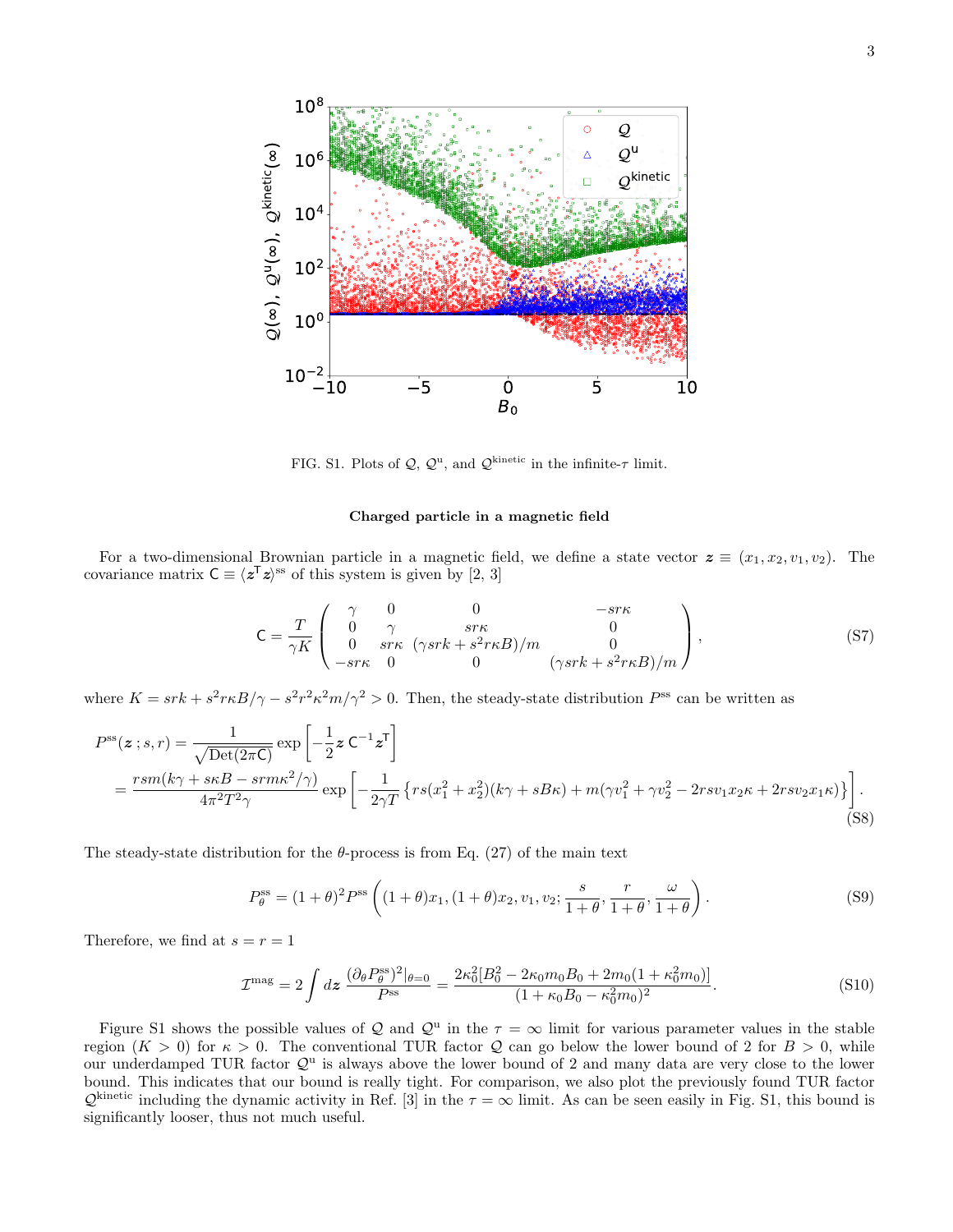FIG. S1. Plots of $\mathcal{Q}$, $\mathcal{Q}^{\mathrm{u}}$, and $\mathcal{Q}^{\mathrm{kinetic}}$ in the infinite-$\tau$ limit.

**Charged particle in a magnetic field**

For a two-dimensional Brownian particle in a magnetic field, we define a state vector $\boldsymbol{z} \equiv (x_1, x_2, v_1, v_2)$. The covariance matrix $\mathsf{C} \equiv \langle \boldsymbol{z}^{\mathsf{T}} \boldsymbol{z} \rangle^{\mathrm{ss}}$ of this system is given by [2, 3]

$$
\mathsf{C} = \frac{T}{\gamma K} \begin{pmatrix} \gamma & 0 & 0 & -sr\kappa \\ 0 & \gamma & sr\kappa & 0 \\ 0 & sr\kappa & (\gamma srk + s^2 r\kappa B)/m & 0 \\ -sr\kappa & 0 & 0 & (\gamma srk + s^2 r\kappa B)/m \end{pmatrix}, \tag{S7}
$$

where $K = srk + s^2 r\kappa B/\gamma - s^2 r^2 \kappa^2 m/\gamma^2 > 0$. Then, the steady-state distribution $P^{\mathrm{ss}}$ can be written as

$$
\begin{aligned}
P^{\mathrm{ss}}(\boldsymbol{z}\,; s, r) &= \frac{1}{\sqrt{\mathrm{Det}(2\pi \mathsf{C})}} \exp\left[ -\frac{1}{2} \boldsymbol{z}\, \mathsf{C}^{-1} \boldsymbol{z}^{\mathsf{T}} \right] \\
&= \frac{rsm(k\gamma + s\kappa B - srm\kappa^2/\gamma)}{4\pi^2 T^2 \gamma} \exp\left[ -\frac{1}{2\gamma T} \left\{ rs(x_1^2 + x_2^2)(k\gamma + sB\kappa) + m(\gamma v_1^2 + \gamma v_2^2 - 2rsv_1 x_2 \kappa + 2rsv_2 x_1 \kappa) \right\} \right].
\end{aligned} \tag{S8}
$$

The steady-state distribution for the $\theta$-process is from Eq. (27) of the main text

$$
P_\theta^{\mathrm{ss}} = (1+\theta)^2 P^{\mathrm{ss}} \left( (1+\theta)x_1, (1+\theta)x_2, v_1, v_2; \frac{s}{1+\theta}, \frac{r}{1+\theta}, \frac{\omega}{1+\theta} \right). \tag{S9}
$$

Therefore, we find at $s = r = 1$

$$
\mathcal{I}^{\mathrm{mag}} = 2 \int d\boldsymbol{z}\, \frac{(\partial_\theta P_\theta^{\mathrm{ss}})^2|_{\theta=0}}{P^{\mathrm{ss}}} = \frac{2\kappa_0^2 [B_0^2 - 2\kappa_0 m_0 B_0 + 2m_0(1 + \kappa_0^2 m_0)]}{(1 + \kappa_0 B_0 - \kappa_0^2 m_0)^2}. \tag{S10}
$$

Figure S1 shows the possible values of $\mathcal{Q}$ and $\mathcal{Q}^{\mathrm{u}}$ in the $\tau = \infty$ limit for various parameter values in the stable region ($K > 0$) for $\kappa > 0$. The conventional TUR factor $\mathcal{Q}$ can go below the lower bound of 2 for $B > 0$, while our underdamped TUR factor $\mathcal{Q}^{\mathrm{u}}$ is always above the lower bound of 2 and many data are very close to the lower bound. This indicates that our bound is really tight. For comparison, we also plot the previously found TUR factor $\mathcal{Q}^{\mathrm{kinetic}}$ including the dynamic activity in Ref. [3] in the $\tau = \infty$ limit. As can be seen easily in Fig. S1, this bound is significantly looser, thus not much useful.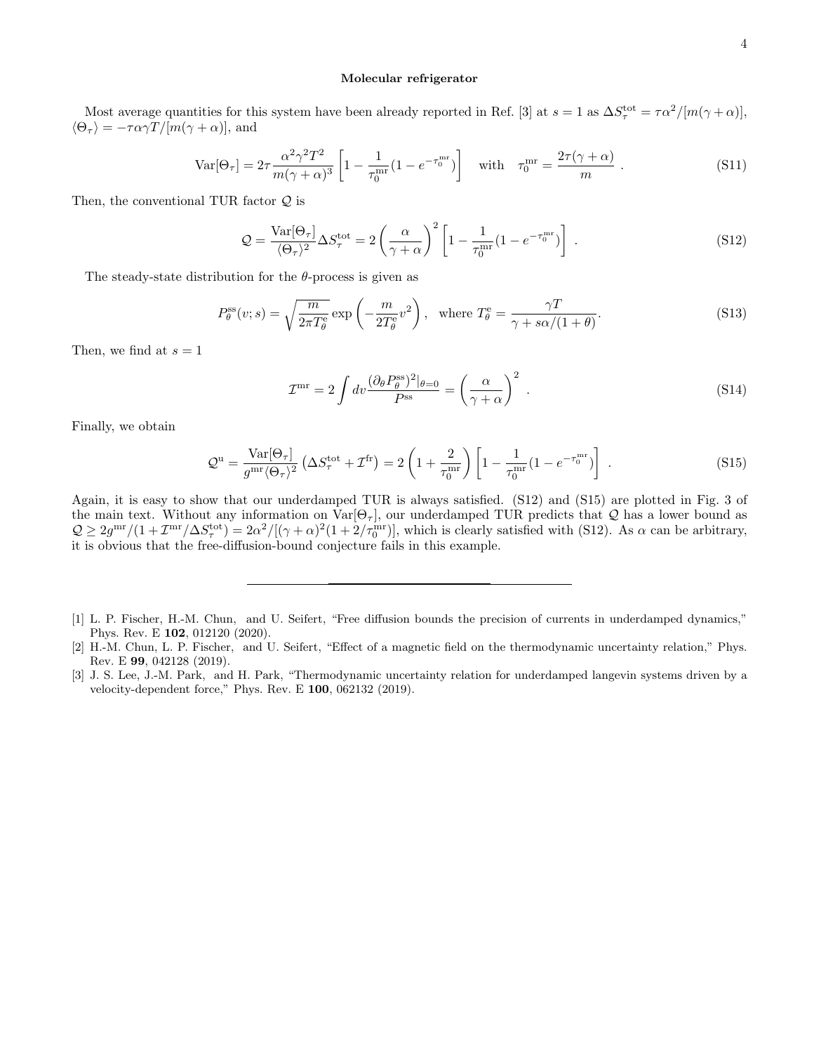### Molecular refrigerator

Most average quantities for this system have been already reported in Ref. [3] at $s = 1$ as $\Delta S_\tau^{\rm tot} = \tau\alpha^2/[m(\gamma+\alpha)]$, $\langle\Theta_\tau\rangle = -\tau\alpha\gamma T/[m(\gamma+\alpha)]$, and

$$\mathrm{Var}[\Theta_\tau] = 2\tau\frac{\alpha^2\gamma^2T^2}{m(\gamma+\alpha)^3}\left[1-\frac{1}{\tau_0^{\rm mr}}(1-e^{-\tau_0^{\rm mr}})\right] \quad \text{with} \quad \tau_0^{\rm mr} = \frac{2\tau(\gamma+\alpha)}{m} \ . \tag{S11}$$

Then, the conventional TUR factor $\mathcal{Q}$ is

$$\mathcal{Q} = \frac{\mathrm{Var}[\Theta_\tau]}{\langle\Theta_\tau\rangle^2}\Delta S_\tau^{\rm tot} = 2\left(\frac{\alpha}{\gamma+\alpha}\right)^2\left[1-\frac{1}{\tau_0^{\rm mr}}(1-e^{-\tau_0^{\rm mr}})\right] \ . \tag{S12}$$

The steady-state distribution for the $\theta$-process is given as

$$P_\theta^{\rm ss}(v;s) = \sqrt{\frac{m}{2\pi T_\theta^{\rm e}}}\exp\left(-\frac{m}{2T_\theta^{\rm e}}v^2\right), \quad \text{where } T_\theta^{\rm e} = \frac{\gamma T}{\gamma + s\alpha/(1+\theta)}. \tag{S13}$$

Then, we find at $s = 1$

$$\mathcal{I}^{\rm mr} = 2\int dv\frac{(\partial_\theta P_\theta^{\rm ss})^2|_{\theta=0}}{P^{\rm ss}} = \left(\frac{\alpha}{\gamma+\alpha}\right)^2 \ . \tag{S14}$$

Finally, we obtain

$$\mathcal{Q}^{\rm u} = \frac{\mathrm{Var}[\Theta_\tau]}{g^{\rm mr}\langle\Theta_\tau\rangle^2}\left(\Delta S_\tau^{\rm tot} + \mathcal{I}^{\rm fr}\right) = 2\left(1+\frac{2}{\tau_0^{\rm mr}}\right)\left[1-\frac{1}{\tau_0^{\rm mr}}(1-e^{-\tau_0^{\rm mr}})\right] \ . \tag{S15}$$

Again, it is easy to show that our underdamped TUR is always satisfied. (S12) and (S15) are plotted in Fig. 3 of the main text. Without any information on $\mathrm{Var}[\Theta_\tau]$, our underdamped TUR predicts that $\mathcal{Q}$ has a lower bound as $\mathcal{Q} \geq 2g^{\rm mr}/(1+\mathcal{I}^{\rm mr}/\Delta S_\tau^{\rm tot}) = 2\alpha^2/[(\gamma+\alpha)^2(1+2/\tau_0^{\rm mr})]$, which is clearly satisfied with (S12). As $\alpha$ can be arbitrary, it is obvious that the free-diffusion-bound conjecture fails in this example.

---

[1] L. P. Fischer, H.-M. Chun, and U. Seifert, "Free diffusion bounds the precision of currents in underdamped dynamics," Phys. Rev. E **102**, 012120 (2020).

[2] H.-M. Chun, L. P. Fischer, and U. Seifert, "Effect of a magnetic field on the thermodynamic uncertainty relation," Phys. Rev. E **99**, 042128 (2019).

[3] J. S. Lee, J.-M. Park, and H. Park, "Thermodynamic uncertainty relation for underdamped langevin systems driven by a velocity-dependent force," Phys. Rev. E **100**, 062132 (2019).